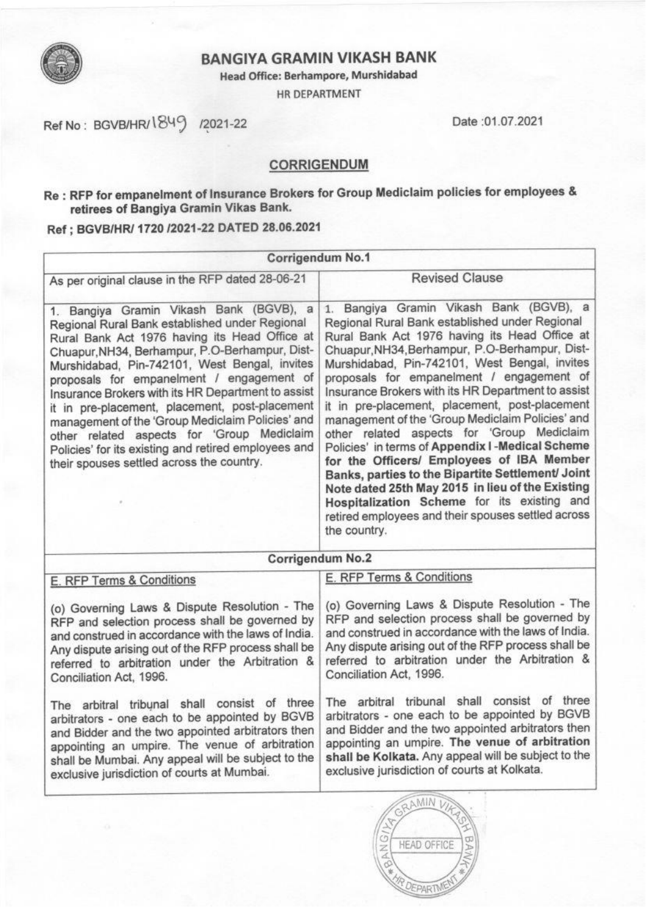# BANGIYA GRAMIN VIKASH BANK

**Head Office: Berhampore, Murshidabad**

HR DEPARTMENT

Ref No : BGVB/HR/1849 /2021-22

Date :01.07.2021

## CORRIGENDUM

**Re : RFP for empanelment of Insurance Brokers for Group Mediclaim policies for employees & retirees of Bangiya Gramin Vikas Bank.**

**Ref ; BGVB/HR/ 1720 /2021-22 DATED 28.06.2021**

| Corrigendum No.1 | |
|---|---|
| As per original clause in the RFP dated 28-06-21 | Revised Clause |
| 1. Bangiya Gramin Vikash Bank (BGVB), a Regional Rural Bank established under Regional Rural Bank Act 1976 having its Head Office at Chuapur,NH34, Berhampur, P.O-Berhampur, Dist-Murshidabad, Pin-742101, West Bengal, invites proposals for empanelment / engagement of Insurance Brokers with its HR Department to assist it in pre-placement, placement, post-placement management of the 'Group Mediclaim Policies' and other related aspects for 'Group Mediclaim Policies' for its existing and retired employees and their spouses settled across the country. | 1. Bangiya Gramin Vikash Bank (BGVB), a Regional Rural Bank established under Regional Rural Bank Act 1976 having its Head Office at Chuapur,NH34,Berhampur, P.O-Berhampur, Dist-Murshidabad, Pin-742101, West Bengal, invites proposals for empanelment / engagement of Insurance Brokers with its HR Department to assist it in pre-placement, placement, post-placement management of the 'Group Mediclaim Policies' and other related aspects for 'Group Mediclaim Policies' in terms of **Appendix I -Medical Scheme for the Officers/ Employees of IBA Member Banks, parties to the Bipartite Settlement/ Joint Note dated 25th May 2015 in lieu of the Existing Hospitalization Scheme** for its existing and retired employees and their spouses settled across the country. |
| **Corrigendum No.2** | |
| E. RFP Terms & Conditions<br><br>(o) Governing Laws & Dispute Resolution - The RFP and selection process shall be governed by and construed in accordance with the laws of India. Any dispute arising out of the RFP process shall be referred to arbitration under the Arbitration & Conciliation Act, 1996.<br><br>The arbitral tribunal shall consist of three arbitrators - one each to be appointed by BGVB and Bidder and the two appointed arbitrators then appointing an umpire. The venue of arbitration shall be Mumbai. Any appeal will be subject to the exclusive jurisdiction of courts at Mumbai. | E. RFP Terms & Conditions<br><br>(o) Governing Laws & Dispute Resolution - The RFP and selection process shall be governed by and construed in accordance with the laws of India. Any dispute arising out of the RFP process shall be referred to arbitration under the Arbitration & Conciliation Act, 1996.<br><br>The arbitral tribunal shall consist of three arbitrators - one each to be appointed by BGVB and Bidder and the two appointed arbitrators then appointing an umpire. **The venue of arbitration shall be Kolkata.** Any appeal will be subject to the exclusive jurisdiction of courts at Kolkata. |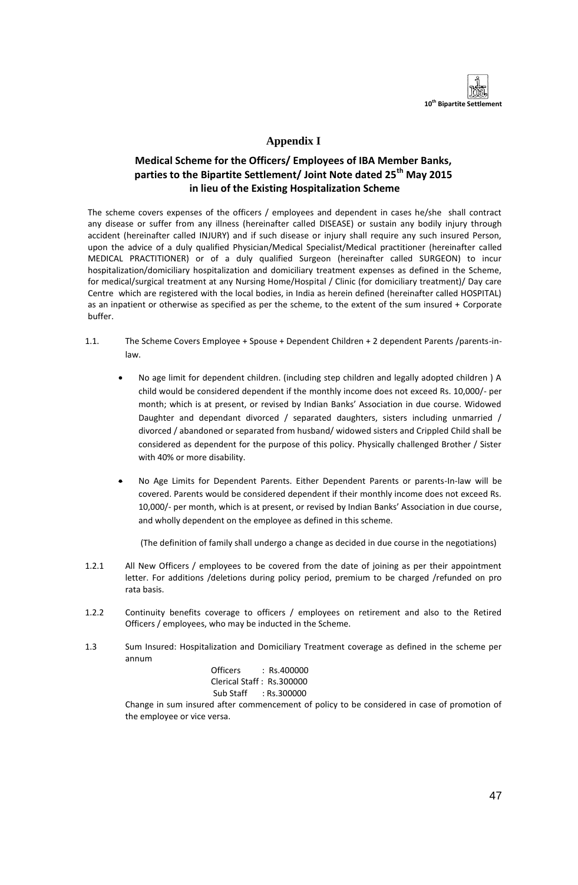# Appendix I

## Medical Scheme for the Officers/ Employees of IBA Member Banks, parties to the Bipartite Settlement/ Joint Note dated 25th May 2015 in lieu of the Existing Hospitalization Scheme

The scheme covers expenses of the officers / employees and dependent in cases he/she shall contract any disease or suffer from any illness (hereinafter called DISEASE) or sustain any bodily injury through accident (hereinafter called INJURY) and if such disease or injury shall require any such insured Person, upon the advice of a duly qualified Physician/Medical Specialist/Medical practitioner (hereinafter called MEDICAL PRACTITIONER) or of a duly qualified Surgeon (hereinafter called SURGEON) to incur hospitalization/domiciliary hospitalization and domiciliary treatment expenses as defined in the Scheme, for medical/surgical treatment at any Nursing Home/Hospital / Clinic (for domiciliary treatment)/ Day care Centre which are registered with the local bodies, in India as herein defined (hereinafter called HOSPITAL) as an inpatient or otherwise as specified as per the scheme, to the extent of the sum insured + Corporate buffer.

1.1. The Scheme Covers Employee + Spouse + Dependent Children + 2 dependent Parents /parents-in-law.

- No age limit for dependent children. (including step children and legally adopted children ) A child would be considered dependent if the monthly income does not exceed Rs. 10,000/- per month; which is at present, or revised by Indian Banks' Association in due course. Widowed Daughter and dependant divorced / separated daughters, sisters including unmarried / divorced / abandoned or separated from husband/ widowed sisters and Crippled Child shall be considered as dependent for the purpose of this policy. Physically challenged Brother / Sister with 40% or more disability.
- No Age Limits for Dependent Parents. Either Dependent Parents or parents-In-law will be covered. Parents would be considered dependent if their monthly income does not exceed Rs. 10,000/- per month, which is at present, or revised by Indian Banks' Association in due course, and wholly dependent on the employee as defined in this scheme.

(The definition of family shall undergo a change as decided in due course in the negotiations)

1.2.1 All New Officers / employees to be covered from the date of joining as per their appointment letter. For additions /deletions during policy period, premium to be charged /refunded on pro rata basis.

1.2.2 Continuity benefits coverage to officers / employees on retirement and also to the Retired Officers / employees, who may be inducted in the Scheme.

1.3 Sum Insured: Hospitalization and Domiciliary Treatment coverage as defined in the scheme per annum

Officers : Rs.400000
Clerical Staff : Rs.300000
Sub Staff : Rs.300000

Change in sum insured after commencement of policy to be considered in case of promotion of the employee or vice versa.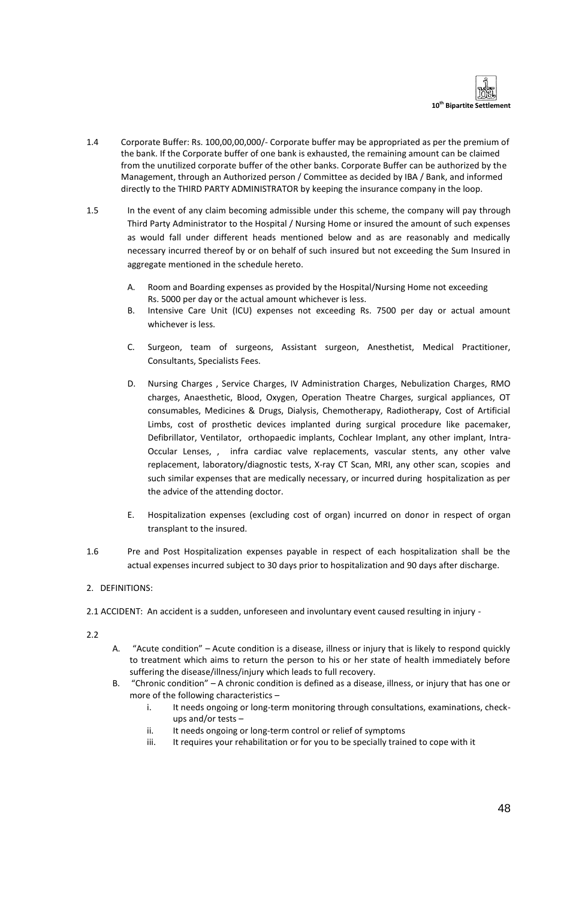1.4 Corporate Buffer: Rs. 100,00,00,000/- Corporate buffer may be appropriated as per the premium of the bank. If the Corporate buffer of one bank is exhausted, the remaining amount can be claimed from the unutilized corporate buffer of the other banks. Corporate Buffer can be authorized by the Management, through an Authorized person / Committee as decided by IBA / Bank, and informed directly to the THIRD PARTY ADMINISTRATOR by keeping the insurance company in the loop.

1.5 In the event of any claim becoming admissible under this scheme, the company will pay through Third Party Administrator to the Hospital / Nursing Home or insured the amount of such expenses as would fall under different heads mentioned below and as are reasonably and medically necessary incurred thereof by or on behalf of such insured but not exceeding the Sum Insured in aggregate mentioned in the schedule hereto.

A. Room and Boarding expenses as provided by the Hospital/Nursing Home not exceeding Rs. 5000 per day or the actual amount whichever is less.

B. Intensive Care Unit (ICU) expenses not exceeding Rs. 7500 per day or actual amount whichever is less.

C. Surgeon, team of surgeons, Assistant surgeon, Anesthetist, Medical Practitioner, Consultants, Specialists Fees.

D. Nursing Charges , Service Charges, IV Administration Charges, Nebulization Charges, RMO charges, Anaesthetic, Blood, Oxygen, Operation Theatre Charges, surgical appliances, OT consumables, Medicines & Drugs, Dialysis, Chemotherapy, Radiotherapy, Cost of Artificial Limbs, cost of prosthetic devices implanted during surgical procedure like pacemaker, Defibrillator, Ventilator, orthopaedic implants, Cochlear Implant, any other implant, Intra-Occular Lenses, , infra cardiac valve replacements, vascular stents, any other valve replacement, laboratory/diagnostic tests, X-ray CT Scan, MRI, any other scan, scopies and such similar expenses that are medically necessary, or incurred during hospitalization as per the advice of the attending doctor.

E. Hospitalization expenses (excluding cost of organ) incurred on donor in respect of organ transplant to the insured.

1.6 Pre and Post Hospitalization expenses payable in respect of each hospitalization shall be the actual expenses incurred subject to 30 days prior to hospitalization and 90 days after discharge.

2. DEFINITIONS:

2.1 ACCIDENT: An accident is a sudden, unforeseen and involuntary event caused resulting in injury -

2.2

A. "Acute condition" – Acute condition is a disease, illness or injury that is likely to respond quickly to treatment which aims to return the person to his or her state of health immediately before suffering the disease/illness/injury which leads to full recovery.

B. "Chronic condition" – A chronic condition is defined as a disease, illness, or injury that has one or more of the following characteristics –

   i. It needs ongoing or long-term monitoring through consultations, examinations, check-ups and/or tests –
   ii. It needs ongoing or long-term control or relief of symptoms
   iii. It requires your rehabilitation or for you to be specially trained to cope with it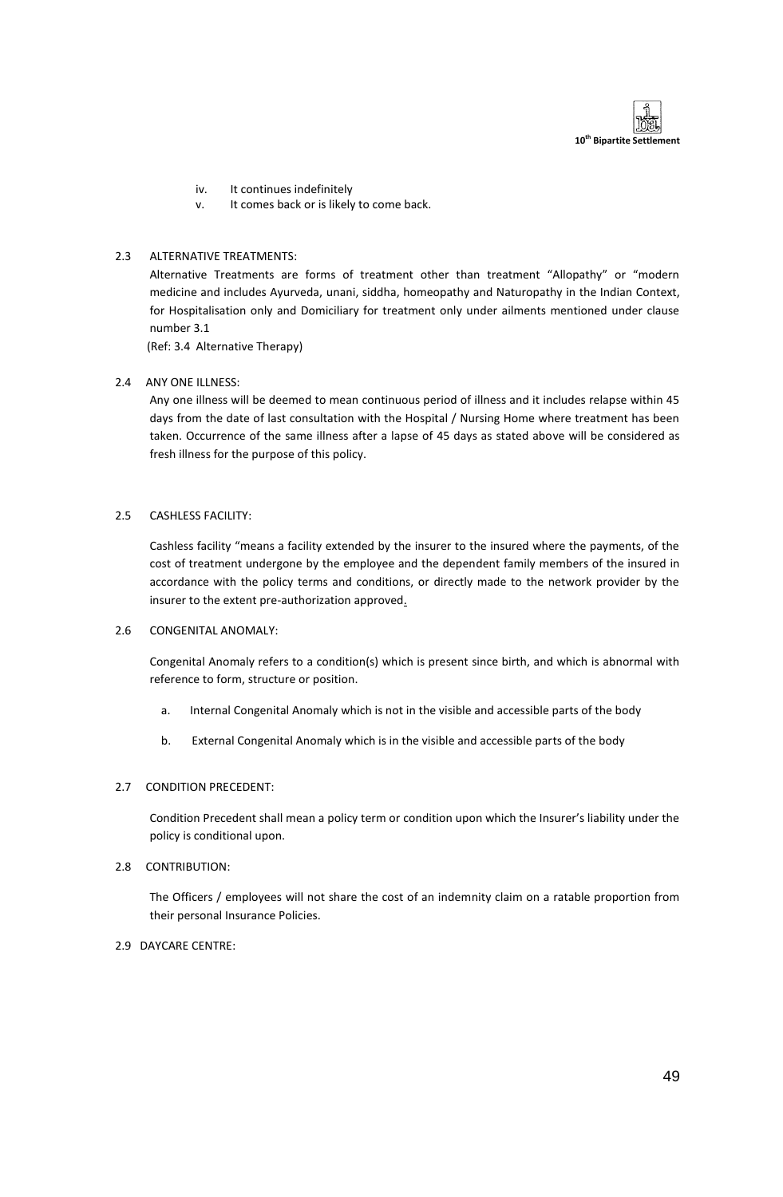iv. It continues indefinitely

v. It comes back or is likely to come back.

### 2.3 ALTERNATIVE TREATMENTS:

Alternative Treatments are forms of treatment other than treatment "Allopathy" or "modern medicine and includes Ayurveda, unani, siddha, homeopathy and Naturopathy in the Indian Context, for Hospitalisation only and Domiciliary for treatment only under ailments mentioned under clause number 3.1

(Ref: 3.4 Alternative Therapy)

### 2.4 ANY ONE ILLNESS:

Any one illness will be deemed to mean continuous period of illness and it includes relapse within 45 days from the date of last consultation with the Hospital / Nursing Home where treatment has been taken. Occurrence of the same illness after a lapse of 45 days as stated above will be considered as fresh illness for the purpose of this policy.

### 2.5 CASHLESS FACILITY:

Cashless facility "means a facility extended by the insurer to the insured where the payments, of the cost of treatment undergone by the employee and the dependent family members of the insured in accordance with the policy terms and conditions, or directly made to the network provider by the insurer to the extent pre-authorization approved.

### 2.6 CONGENITAL ANOMALY:

Congenital Anomaly refers to a condition(s) which is present since birth, and which is abnormal with reference to form, structure or position.

a. Internal Congenital Anomaly which is not in the visible and accessible parts of the body

b. External Congenital Anomaly which is in the visible and accessible parts of the body

### 2.7 CONDITION PRECEDENT:

Condition Precedent shall mean a policy term or condition upon which the Insurer's liability under the policy is conditional upon.

### 2.8 CONTRIBUTION:

The Officers / employees will not share the cost of an indemnity claim on a ratable proportion from their personal Insurance Policies.

### 2.9 DAYCARE CENTRE: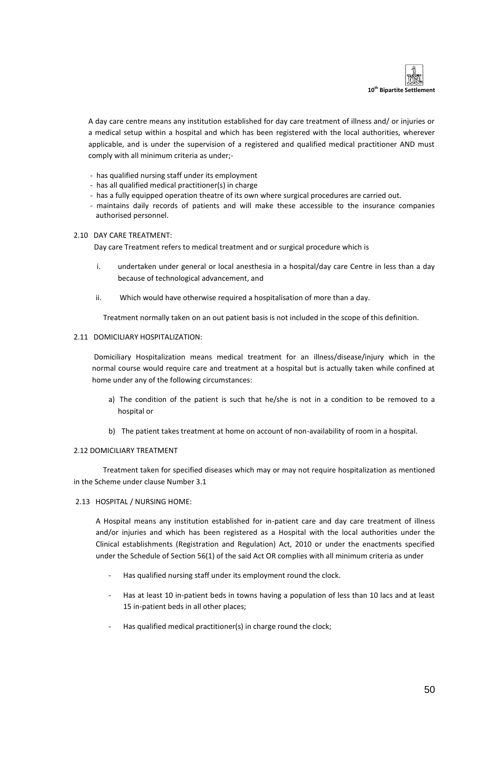A day care centre means any institution established for day care treatment of illness and/ or injuries or a medical setup within a hospital and which has been registered with the local authorities, wherever applicable, and is under the supervision of a registered and qualified medical practitioner AND must comply with all minimum criteria as under;-

- has qualified nursing staff under its employment
- has all qualified medical practitioner(s) in charge
- has a fully equipped operation theatre of its own where surgical procedures are carried out.
- maintains daily records of patients and will make these accessible to the insurance companies authorised personnel.

2.10 DAY CARE TREATMENT:

Day care Treatment refers to medical treatment and or surgical procedure which is

i. undertaken under general or local anesthesia in a hospital/day care Centre in less than a day because of technological advancement, and

ii. Which would have otherwise required a hospitalisation of more than a day.

Treatment normally taken on an out patient basis is not included in the scope of this definition.

2.11 DOMICILIARY HOSPITALIZATION:

Domiciliary Hospitalization means medical treatment for an illness/disease/injury which in the normal course would require care and treatment at a hospital but is actually taken while confined at home under any of the following circumstances:

a) The condition of the patient is such that he/she is not in a condition to be removed to a hospital or

b) The patient takes treatment at home on account of non-availability of room in a hospital.

2.12 DOMICILIARY TREATMENT

Treatment taken for specified diseases which may or may not require hospitalization as mentioned in the Scheme under clause Number 3.1

2.13 HOSPITAL / NURSING HOME:

A Hospital means any institution established for in-patient care and day care treatment of illness and/or injuries and which has been registered as a Hospital with the local authorities under the Clinical establishments (Registration and Regulation) Act, 2010 or under the enactments specified under the Schedule of Section 56(1) of the said Act OR complies with all minimum criteria as under

- Has qualified nursing staff under its employment round the clock.
- Has at least 10 in-patient beds in towns having a population of less than 10 lacs and at least 15 in-patient beds in all other places;
- Has qualified medical practitioner(s) in charge round the clock;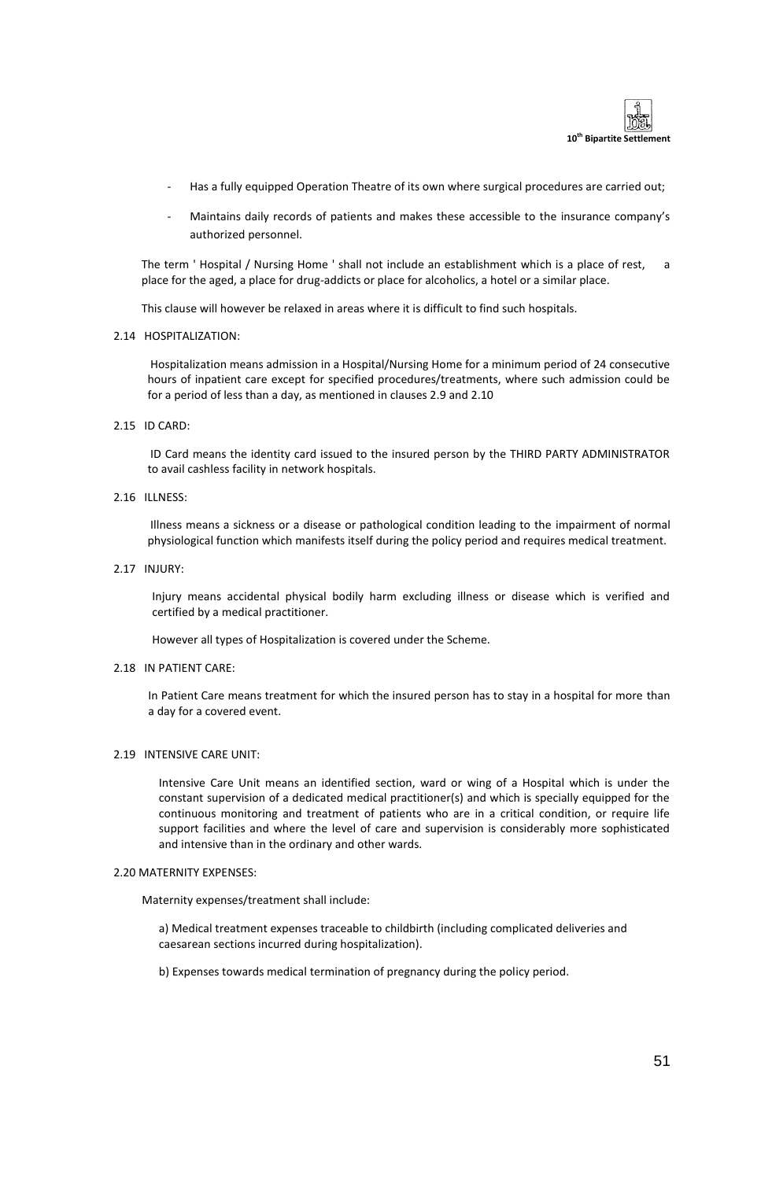- Has a fully equipped Operation Theatre of its own where surgical procedures are carried out;
- Maintains daily records of patients and makes these accessible to the insurance company's authorized personnel.

The term ' Hospital / Nursing Home ' shall not include an establishment which is a place of rest, a place for the aged, a place for drug-addicts or place for alcoholics, a hotel or a similar place.

This clause will however be relaxed in areas where it is difficult to find such hospitals.

2.14 HOSPITALIZATION:

Hospitalization means admission in a Hospital/Nursing Home for a minimum period of 24 consecutive hours of inpatient care except for specified procedures/treatments, where such admission could be for a period of less than a day, as mentioned in clauses 2.9 and 2.10

2.15 ID CARD:

ID Card means the identity card issued to the insured person by the THIRD PARTY ADMINISTRATOR to avail cashless facility in network hospitals.

2.16 ILLNESS:

Illness means a sickness or a disease or pathological condition leading to the impairment of normal physiological function which manifests itself during the policy period and requires medical treatment.

2.17 INJURY:

Injury means accidental physical bodily harm excluding illness or disease which is verified and certified by a medical practitioner.

However all types of Hospitalization is covered under the Scheme.

2.18 IN PATIENT CARE:

In Patient Care means treatment for which the insured person has to stay in a hospital for more than a day for a covered event.

2.19 INTENSIVE CARE UNIT:

Intensive Care Unit means an identified section, ward or wing of a Hospital which is under the constant supervision of a dedicated medical practitioner(s) and which is specially equipped for the continuous monitoring and treatment of patients who are in a critical condition, or require life support facilities and where the level of care and supervision is considerably more sophisticated and intensive than in the ordinary and other wards.

2.20 MATERNITY EXPENSES:

Maternity expenses/treatment shall include:

a) Medical treatment expenses traceable to childbirth (including complicated deliveries and caesarean sections incurred during hospitalization).

b) Expenses towards medical termination of pregnancy during the policy period.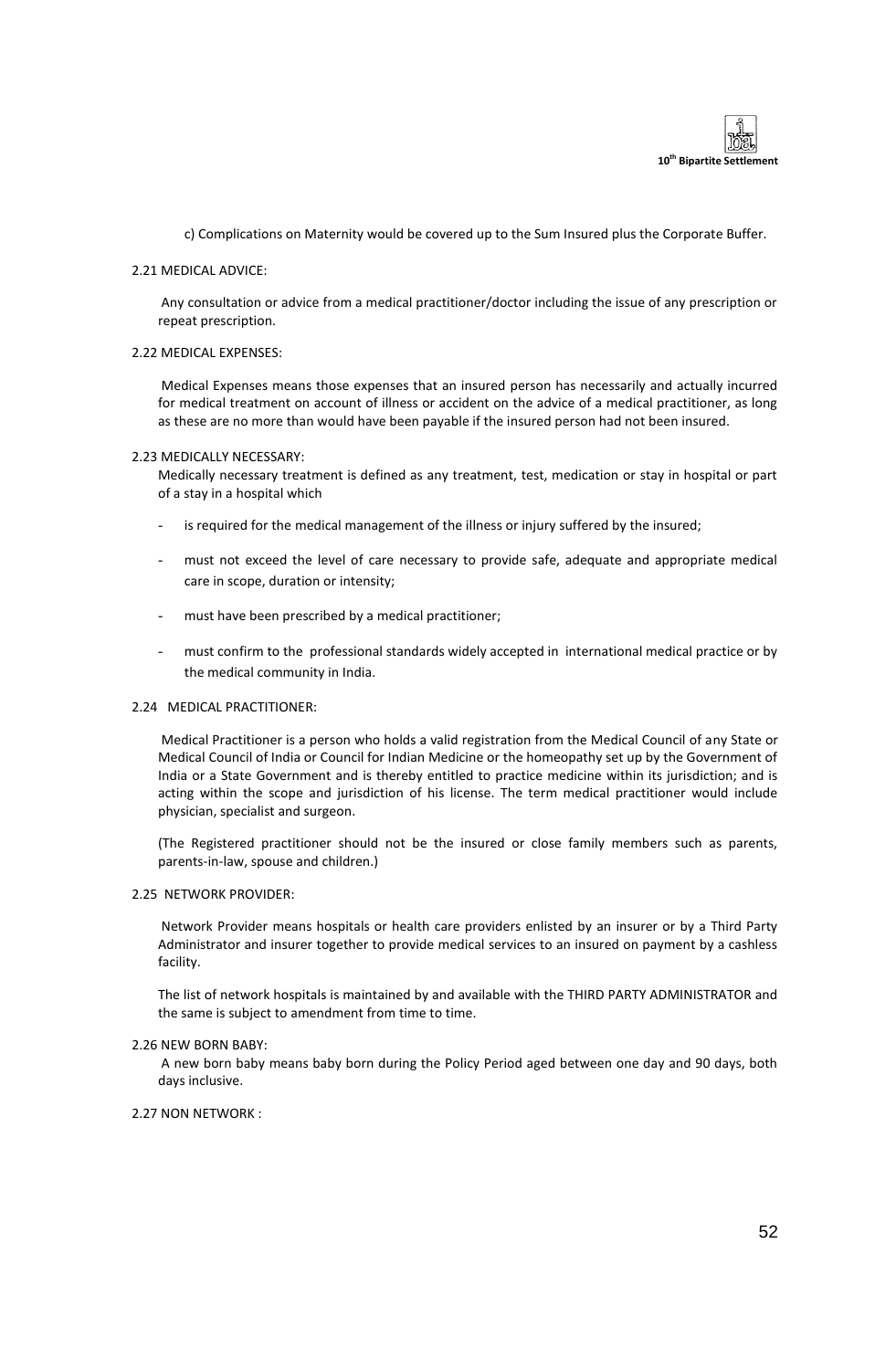c) Complications on Maternity would be covered up to the Sum Insured plus the Corporate Buffer.

### 2.21 MEDICAL ADVICE:

Any consultation or advice from a medical practitioner/doctor including the issue of any prescription or repeat prescription.

### 2.22 MEDICAL EXPENSES:

Medical Expenses means those expenses that an insured person has necessarily and actually incurred for medical treatment on account of illness or accident on the advice of a medical practitioner, as long as these are no more than would have been payable if the insured person had not been insured.

### 2.23 MEDICALLY NECESSARY:

Medically necessary treatment is defined as any treatment, test, medication or stay in hospital or part of a stay in a hospital which

- is required for the medical management of the illness or injury suffered by the insured;
- must not exceed the level of care necessary to provide safe, adequate and appropriate medical care in scope, duration or intensity;
- must have been prescribed by a medical practitioner;
- must confirm to the professional standards widely accepted in international medical practice or by the medical community in India.

### 2.24 MEDICAL PRACTITIONER:

Medical Practitioner is a person who holds a valid registration from the Medical Council of any State or Medical Council of India or Council for Indian Medicine or the homeopathy set up by the Government of India or a State Government and is thereby entitled to practice medicine within its jurisdiction; and is acting within the scope and jurisdiction of his license. The term medical practitioner would include physician, specialist and surgeon.

(The Registered practitioner should not be the insured or close family members such as parents, parents-in-law, spouse and children.)

### 2.25 NETWORK PROVIDER:

Network Provider means hospitals or health care providers enlisted by an insurer or by a Third Party Administrator and insurer together to provide medical services to an insured on payment by a cashless facility.

The list of network hospitals is maintained by and available with the THIRD PARTY ADMINISTRATOR and the same is subject to amendment from time to time.

### 2.26 NEW BORN BABY:

A new born baby means baby born during the Policy Period aged between one day and 90 days, both days inclusive.

### 2.27 NON NETWORK :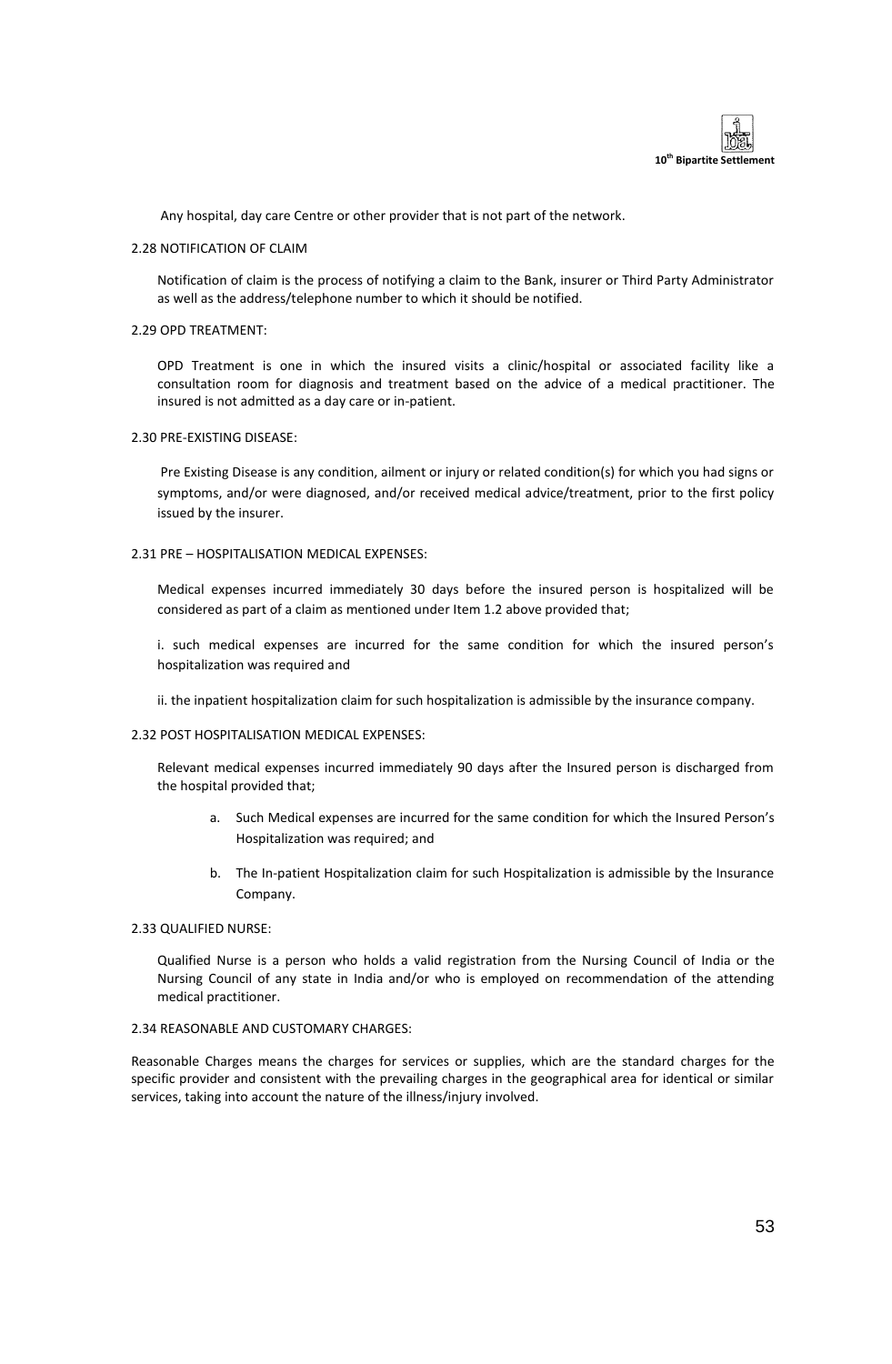Any hospital, day care Centre or other provider that is not part of the network.

### 2.28 NOTIFICATION OF CLAIM

Notification of claim is the process of notifying a claim to the Bank, insurer or Third Party Administrator as well as the address/telephone number to which it should be notified.

### 2.29 OPD TREATMENT:

OPD Treatment is one in which the insured visits a clinic/hospital or associated facility like a consultation room for diagnosis and treatment based on the advice of a medical practitioner. The insured is not admitted as a day care or in-patient.

### 2.30 PRE-EXISTING DISEASE:

Pre Existing Disease is any condition, ailment or injury or related condition(s) for which you had signs or symptoms, and/or were diagnosed, and/or received medical advice/treatment, prior to the first policy issued by the insurer.

### 2.31 PRE – HOSPITALISATION MEDICAL EXPENSES:

Medical expenses incurred immediately 30 days before the insured person is hospitalized will be considered as part of a claim as mentioned under Item 1.2 above provided that;

i. such medical expenses are incurred for the same condition for which the insured person's hospitalization was required and

ii. the inpatient hospitalization claim for such hospitalization is admissible by the insurance company.

### 2.32 POST HOSPITALISATION MEDICAL EXPENSES:

Relevant medical expenses incurred immediately 90 days after the Insured person is discharged from the hospital provided that;

a. Such Medical expenses are incurred for the same condition for which the Insured Person's Hospitalization was required; and

b. The In-patient Hospitalization claim for such Hospitalization is admissible by the Insurance Company.

### 2.33 QUALIFIED NURSE:

Qualified Nurse is a person who holds a valid registration from the Nursing Council of India or the Nursing Council of any state in India and/or who is employed on recommendation of the attending medical practitioner.

### 2.34 REASONABLE AND CUSTOMARY CHARGES:

Reasonable Charges means the charges for services or supplies, which are the standard charges for the specific provider and consistent with the prevailing charges in the geographical area for identical or similar services, taking into account the nature of the illness/injury involved.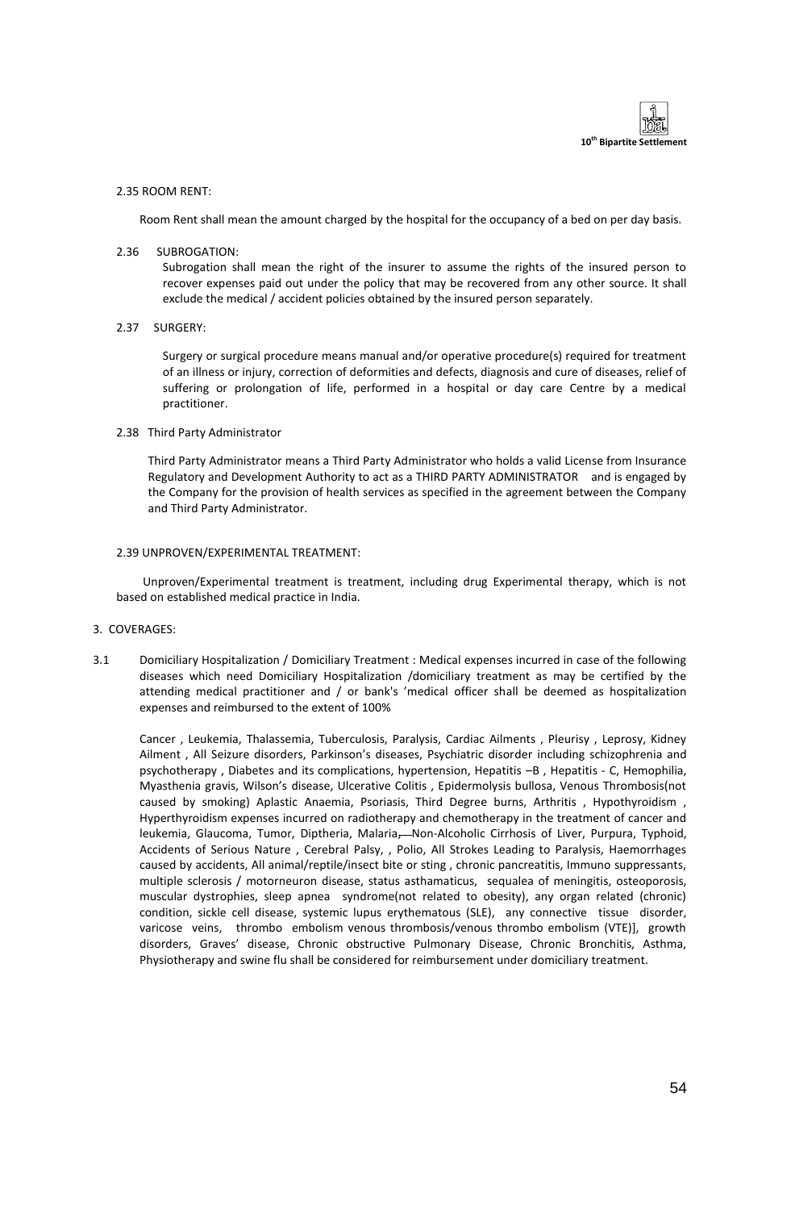2.35 ROOM RENT:

Room Rent shall mean the amount charged by the hospital for the occupancy of a bed on per day basis.

2.36 SUBROGATION:

Subrogation shall mean the right of the insurer to assume the rights of the insured person to recover expenses paid out under the policy that may be recovered from any other source. It shall exclude the medical / accident policies obtained by the insured person separately.

2.37 SURGERY:

Surgery or surgical procedure means manual and/or operative procedure(s) required for treatment of an illness or injury, correction of deformities and defects, diagnosis and cure of diseases, relief of suffering or prolongation of life, performed in a hospital or day care Centre by a medical practitioner.

2.38 Third Party Administrator

Third Party Administrator means a Third Party Administrator who holds a valid License from Insurance Regulatory and Development Authority to act as a THIRD PARTY ADMINISTRATOR and is engaged by the Company for the provision of health services as specified in the agreement between the Company and Third Party Administrator.

2.39 UNPROVEN/EXPERIMENTAL TREATMENT:

Unproven/Experimental treatment is treatment, including drug Experimental therapy, which is not based on established medical practice in India.

3. COVERAGES:

3.1 Domiciliary Hospitalization / Domiciliary Treatment : Medical expenses incurred in case of the following diseases which need Domiciliary Hospitalization /domiciliary treatment as may be certified by the attending medical practitioner and / or bank's 'medical officer shall be deemed as hospitalization expenses and reimbursed to the extent of 100%

Cancer , Leukemia, Thalassemia, Tuberculosis, Paralysis, Cardiac Ailments , Pleurisy , Leprosy, Kidney Ailment , All Seizure disorders, Parkinson's diseases, Psychiatric disorder including schizophrenia and psychotherapy , Diabetes and its complications, hypertension, Hepatitis –B , Hepatitis - C, Hemophilia, Myasthenia gravis, Wilson's disease, Ulcerative Colitis , Epidermolysis bullosa, Venous Thrombosis(not caused by smoking) Aplastic Anaemia, Psoriasis, Third Degree burns, Arthritis , Hypothyroidism , Hyperthyroidism expenses incurred on radiotherapy and chemotherapy in the treatment of cancer and leukemia, Glaucoma, Tumor, Diptheria, Malaria, Non-Alcoholic Cirrhosis of Liver, Purpura, Typhoid, Accidents of Serious Nature , Cerebral Palsy, , Polio, All Strokes Leading to Paralysis, Haemorrhages caused by accidents, All animal/reptile/insect bite or sting , chronic pancreatitis, Immuno suppressants, multiple sclerosis / motorneuron disease, status asthamaticus, sequalea of meningitis, osteoporosis, muscular dystrophies, sleep apnea syndrome(not related to obesity), any organ related (chronic) condition, sickle cell disease, systemic lupus erythematous (SLE), any connective tissue disorder, varicose veins, thrombo embolism venous thrombosis/venous thrombo embolism (VTE)], growth disorders, Graves' disease, Chronic obstructive Pulmonary Disease, Chronic Bronchitis, Asthma, Physiotherapy and swine flu shall be considered for reimbursement under domiciliary treatment.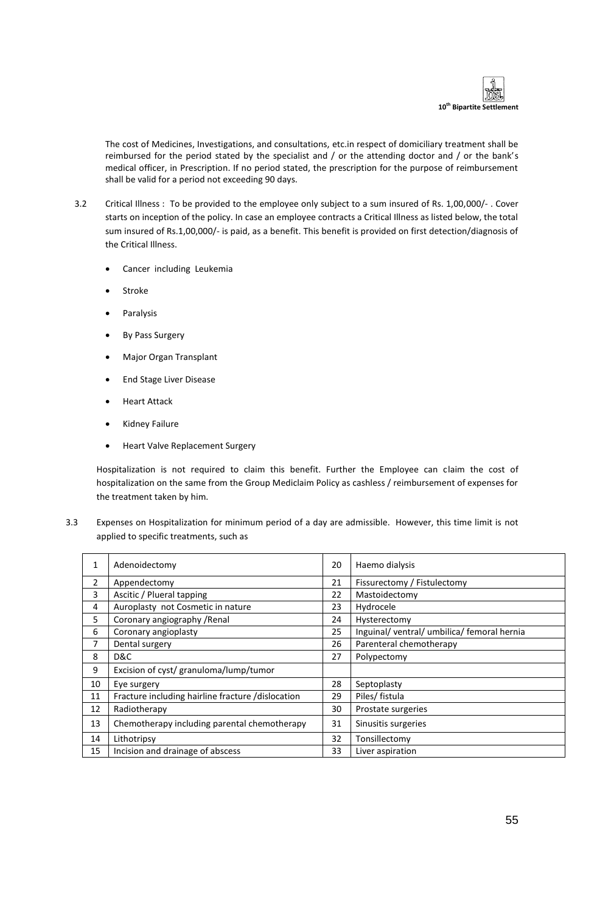The cost of Medicines, Investigations, and consultations, etc.in respect of domiciliary treatment shall be reimbursed for the period stated by the specialist and / or the attending doctor and / or the bank's medical officer, in Prescription. If no period stated, the prescription for the purpose of reimbursement shall be valid for a period not exceeding 90 days.

3.2 Critical Illness : To be provided to the employee only subject to a sum insured of Rs. 1,00,000/- . Cover starts on inception of the policy. In case an employee contracts a Critical Illness as listed below, the total sum insured of Rs.1,00,000/- is paid, as a benefit. This benefit is provided on first detection/diagnosis of the Critical Illness.

- Cancer including Leukemia
- Stroke
- Paralysis
- By Pass Surgery
- Major Organ Transplant
- End Stage Liver Disease
- Heart Attack
- Kidney Failure
- Heart Valve Replacement Surgery

Hospitalization is not required to claim this benefit. Further the Employee can claim the cost of hospitalization on the same from the Group Mediclaim Policy as cashless / reimbursement of expenses for the treatment taken by him.

3.3 Expenses on Hospitalization for minimum period of a day are admissible. However, this time limit is not applied to specific treatments, such as

| 1 | Adenoidectomy | 20 | Haemo dialysis |
|---|---|---|---|
| 2 | Appendectomy | 21 | Fissurectomy / Fistulectomy |
| 3 | Ascitic / Plueral tapping | 22 | Mastoidectomy |
| 4 | Auroplasty not Cosmetic in nature | 23 | Hydrocele |
| 5 | Coronary angiography /Renal | 24 | Hysterectomy |
| 6 | Coronary angioplasty | 25 | Inguinal/ ventral/ umbilica/ femoral hernia |
| 7 | Dental surgery | 26 | Parenteral chemotherapy |
| 8 | D&C | 27 | Polypectomy |
| 9 | Excision of cyst/ granuloma/lump/tumor | | |
| 10 | Eye surgery | 28 | Septoplasty |
| 11 | Fracture including hairline fracture /dislocation | 29 | Piles/ fistula |
| 12 | Radiotherapy | 30 | Prostate surgeries |
| 13 | Chemotherapy including parental chemotherapy | 31 | Sinusitis surgeries |
| 14 | Lithotripsy | 32 | Tonsillectomy |
| 15 | Incision and drainage of abscess | 33 | Liver aspiration |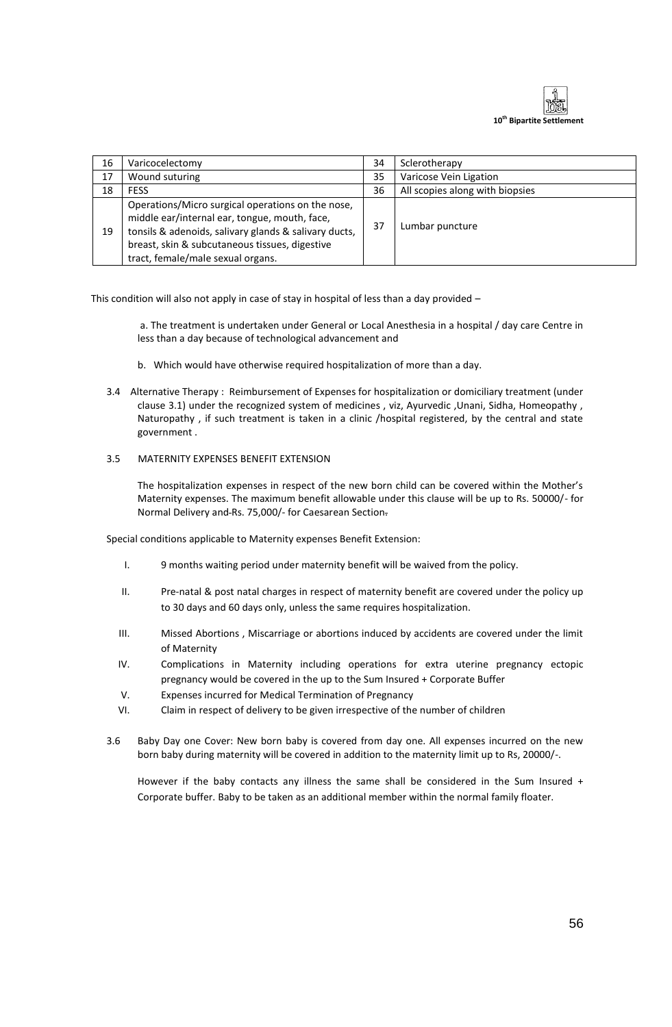| 16 | Varicocelectomy | 34 | Sclerotherapy |
|---|---|---|---|
| 17 | Wound suturing | 35 | Varicose Vein Ligation |
| 18 | FESS | 36 | All scopies along with biopsies |
| 19 | Operations/Micro surgical operations on the nose, middle ear/internal ear, tongue, mouth, face, tonsils & adenoids, salivary glands & salivary ducts, breast, skin & subcutaneous tissues, digestive tract, female/male sexual organs. | 37 | Lumbar puncture |

This condition will also not apply in case of stay in hospital of less than a day provided –

a. The treatment is undertaken under General or Local Anesthesia in a hospital / day care Centre in less than a day because of technological advancement and

b. Which would have otherwise required hospitalization of more than a day.

3.4 Alternative Therapy : Reimbursement of Expenses for hospitalization or domiciliary treatment (under clause 3.1) under the recognized system of medicines , viz, Ayurvedic ,Unani, Sidha, Homeopathy , Naturopathy , if such treatment is taken in a clinic /hospital registered, by the central and state government .

3.5 MATERNITY EXPENSES BENEFIT EXTENSION

The hospitalization expenses in respect of the new born child can be covered within the Mother's Maternity expenses. The maximum benefit allowable under this clause will be up to Rs. 50000/- for Normal Delivery and Rs. 75,000/- for Caesarean Section.

Special conditions applicable to Maternity expenses Benefit Extension:

I. 9 months waiting period under maternity benefit will be waived from the policy.

II. Pre-natal & post natal charges in respect of maternity benefit are covered under the policy up to 30 days and 60 days only, unless the same requires hospitalization.

III. Missed Abortions , Miscarriage or abortions induced by accidents are covered under the limit of Maternity

IV. Complications in Maternity including operations for extra uterine pregnancy ectopic pregnancy would be covered in the up to the Sum Insured + Corporate Buffer

V. Expenses incurred for Medical Termination of Pregnancy

VI. Claim in respect of delivery to be given irrespective of the number of children

3.6 Baby Day one Cover: New born baby is covered from day one. All expenses incurred on the new born baby during maternity will be covered in addition to the maternity limit up to Rs, 20000/-.

However if the baby contacts any illness the same shall be considered in the Sum Insured + Corporate buffer. Baby to be taken as an additional member within the normal family floater.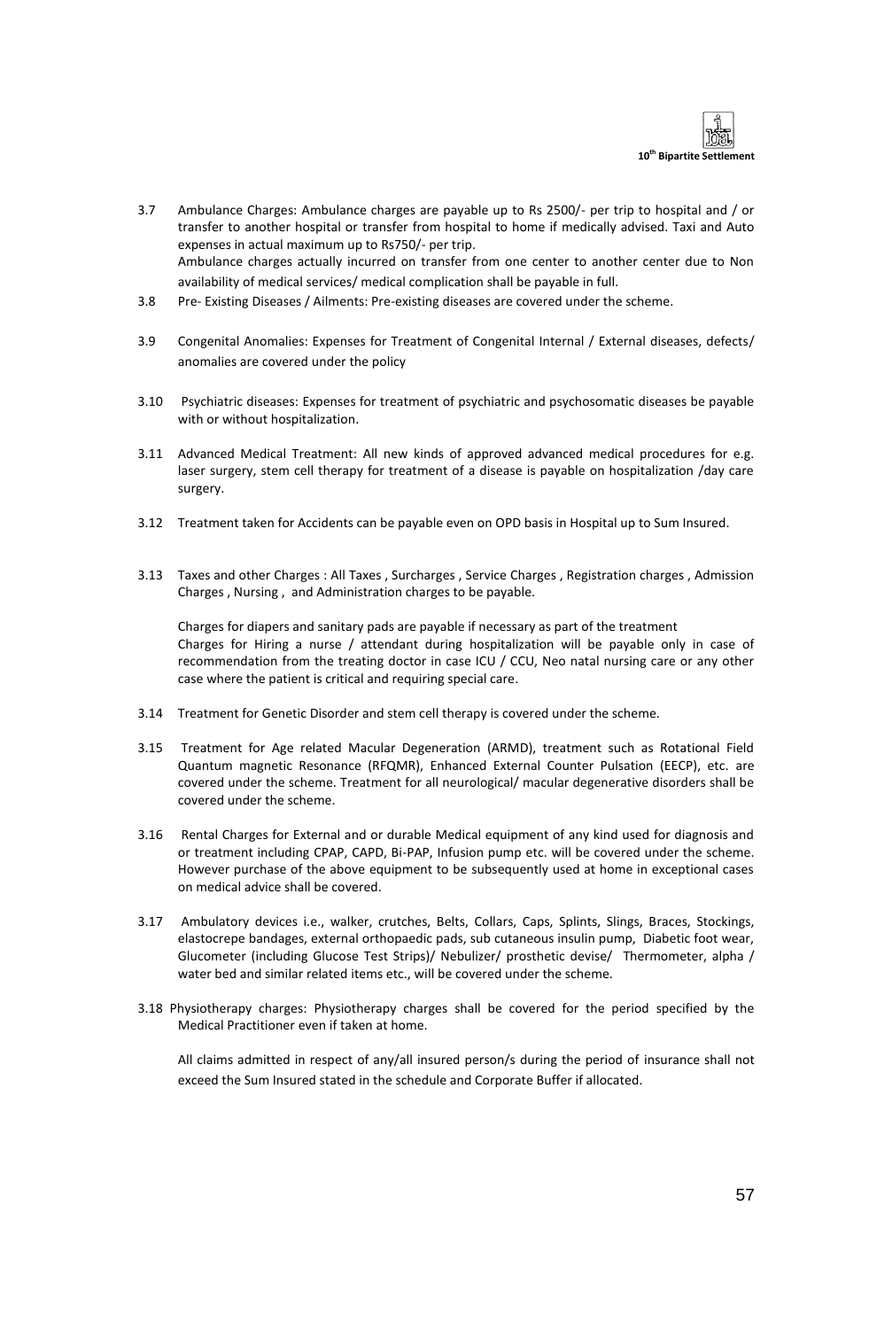3.7 Ambulance Charges: Ambulance charges are payable up to Rs 2500/- per trip to hospital and / or transfer to another hospital or transfer from hospital to home if medically advised. Taxi and Auto expenses in actual maximum up to Rs750/- per trip.
Ambulance charges actually incurred on transfer from one center to another center due to Non availability of medical services/ medical complication shall be payable in full.

3.8 Pre- Existing Diseases / Ailments: Pre-existing diseases are covered under the scheme.

3.9 Congenital Anomalies: Expenses for Treatment of Congenital Internal / External diseases, defects/ anomalies are covered under the policy

3.10 Psychiatric diseases: Expenses for treatment of psychiatric and psychosomatic diseases be payable with or without hospitalization.

3.11 Advanced Medical Treatment: All new kinds of approved advanced medical procedures for e.g. laser surgery, stem cell therapy for treatment of a disease is payable on hospitalization /day care surgery.

3.12 Treatment taken for Accidents can be payable even on OPD basis in Hospital up to Sum Insured.

3.13 Taxes and other Charges : All Taxes , Surcharges , Service Charges , Registration charges , Admission Charges , Nursing , and Administration charges to be payable.

Charges for diapers and sanitary pads are payable if necessary as part of the treatment
Charges for Hiring a nurse / attendant during hospitalization will be payable only in case of recommendation from the treating doctor in case ICU / CCU, Neo natal nursing care or any other case where the patient is critical and requiring special care.

3.14 Treatment for Genetic Disorder and stem cell therapy is covered under the scheme.

3.15 Treatment for Age related Macular Degeneration (ARMD), treatment such as Rotational Field Quantum magnetic Resonance (RFQMR), Enhanced External Counter Pulsation (EECP), etc. are covered under the scheme. Treatment for all neurological/ macular degenerative disorders shall be covered under the scheme.

3.16 Rental Charges for External and or durable Medical equipment of any kind used for diagnosis and or treatment including CPAP, CAPD, Bi-PAP, Infusion pump etc. will be covered under the scheme. However purchase of the above equipment to be subsequently used at home in exceptional cases on medical advice shall be covered.

3.17 Ambulatory devices i.e., walker, crutches, Belts, Collars, Caps, Splints, Slings, Braces, Stockings, elastocrepe bandages, external orthopaedic pads, sub cutaneous insulin pump, Diabetic foot wear, Glucometer (including Glucose Test Strips)/ Nebulizer/ prosthetic devise/ Thermometer, alpha / water bed and similar related items etc., will be covered under the scheme.

3.18 Physiotherapy charges: Physiotherapy charges shall be covered for the period specified by the Medical Practitioner even if taken at home.

All claims admitted in respect of any/all insured person/s during the period of insurance shall not exceed the Sum Insured stated in the schedule and Corporate Buffer if allocated.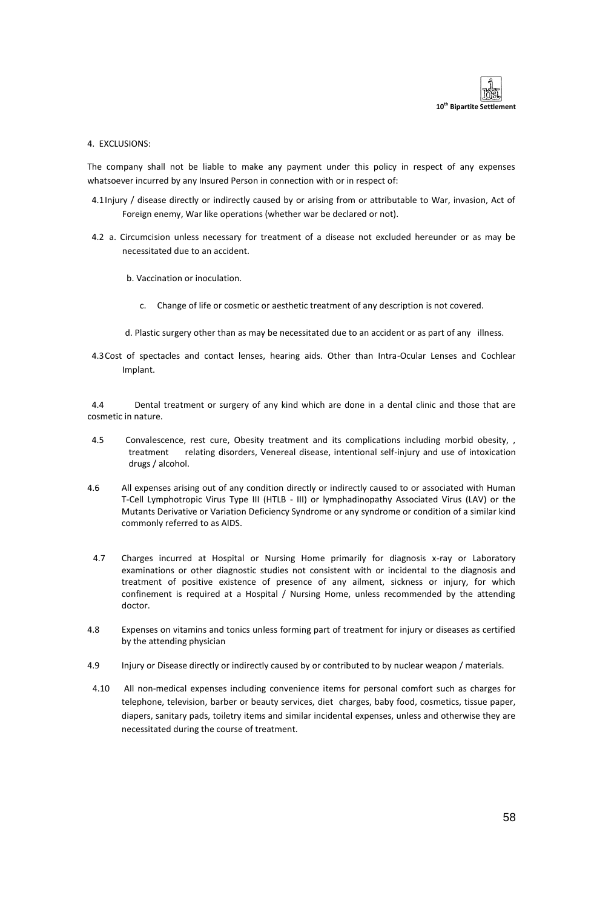4. EXCLUSIONS:

The company shall not be liable to make any payment under this policy in respect of any expenses whatsoever incurred by any Insured Person in connection with or in respect of:

4.1 Injury / disease directly or indirectly caused by or arising from or attributable to War, invasion, Act of Foreign enemy, War like operations (whether war be declared or not).

4.2 a. Circumcision unless necessary for treatment of a disease not excluded hereunder or as may be necessitated due to an accident.

b. Vaccination or inoculation.

c. Change of life or cosmetic or aesthetic treatment of any description is not covered.

d. Plastic surgery other than as may be necessitated due to an accident or as part of any illness.

4.3 Cost of spectacles and contact lenses, hearing aids. Other than Intra-Ocular Lenses and Cochlear Implant.

4.4 Dental treatment or surgery of any kind which are done in a dental clinic and those that are cosmetic in nature.

4.5 Convalescence, rest cure, Obesity treatment and its complications including morbid obesity, , treatment relating disorders, Venereal disease, intentional self-injury and use of intoxication drugs / alcohol.

4.6 All expenses arising out of any condition directly or indirectly caused to or associated with Human T-Cell Lymphotropic Virus Type III (HTLB - III) or lymphadinopathy Associated Virus (LAV) or the Mutants Derivative or Variation Deficiency Syndrome or any syndrome or condition of a similar kind commonly referred to as AIDS.

4.7 Charges incurred at Hospital or Nursing Home primarily for diagnosis x-ray or Laboratory examinations or other diagnostic studies not consistent with or incidental to the diagnosis and treatment of positive existence of presence of any ailment, sickness or injury, for which confinement is required at a Hospital / Nursing Home, unless recommended by the attending doctor.

4.8 Expenses on vitamins and tonics unless forming part of treatment for injury or diseases as certified by the attending physician

4.9 Injury or Disease directly or indirectly caused by or contributed to by nuclear weapon / materials.

4.10 All non-medical expenses including convenience items for personal comfort such as charges for telephone, television, barber or beauty services, diet charges, baby food, cosmetics, tissue paper, diapers, sanitary pads, toiletry items and similar incidental expenses, unless and otherwise they are necessitated during the course of treatment.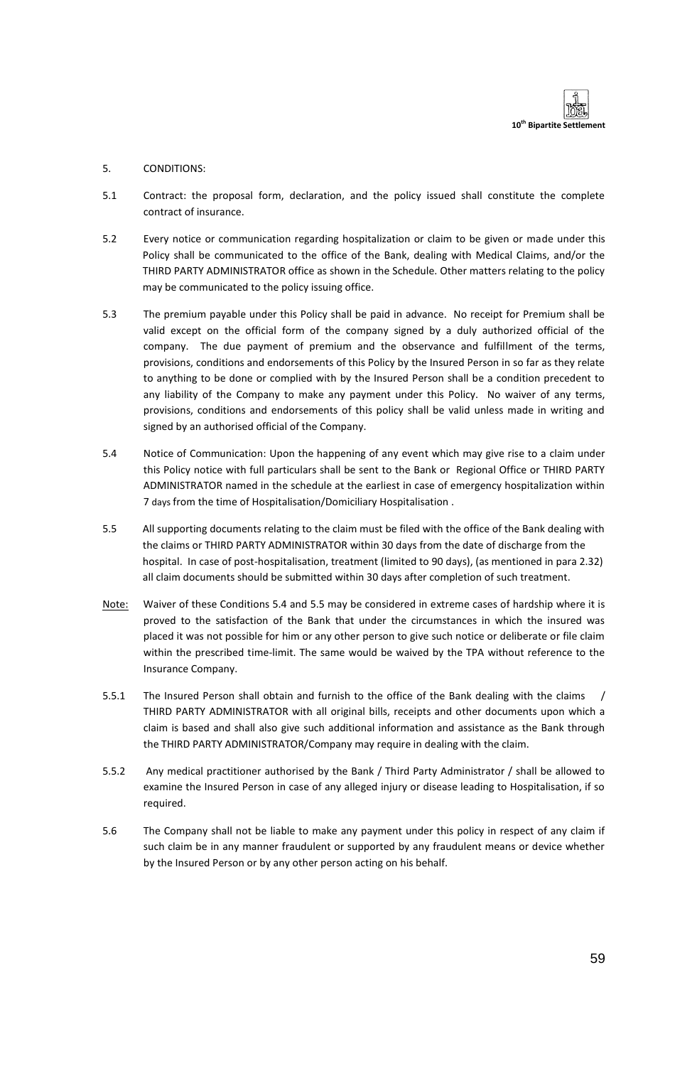## 5. CONDITIONS:

5.1 Contract: the proposal form, declaration, and the policy issued shall constitute the complete contract of insurance.

5.2 Every notice or communication regarding hospitalization or claim to be given or made under this Policy shall be communicated to the office of the Bank, dealing with Medical Claims, and/or the THIRD PARTY ADMINISTRATOR office as shown in the Schedule. Other matters relating to the policy may be communicated to the policy issuing office.

5.3 The premium payable under this Policy shall be paid in advance. No receipt for Premium shall be valid except on the official form of the company signed by a duly authorized official of the company. The due payment of premium and the observance and fulfillment of the terms, provisions, conditions and endorsements of this Policy by the Insured Person in so far as they relate to anything to be done or complied with by the Insured Person shall be a condition precedent to any liability of the Company to make any payment under this Policy. No waiver of any terms, provisions, conditions and endorsements of this policy shall be valid unless made in writing and signed by an authorised official of the Company.

5.4 Notice of Communication: Upon the happening of any event which may give rise to a claim under this Policy notice with full particulars shall be sent to the Bank or Regional Office or THIRD PARTY ADMINISTRATOR named in the schedule at the earliest in case of emergency hospitalization within 7 days from the time of Hospitalisation/Domiciliary Hospitalisation .

5.5 All supporting documents relating to the claim must be filed with the office of the Bank dealing with the claims or THIRD PARTY ADMINISTRATOR within 30 days from the date of discharge from the hospital. In case of post-hospitalisation, treatment (limited to 90 days), (as mentioned in para 2.32) all claim documents should be submitted within 30 days after completion of such treatment.

<u>Note:</u> Waiver of these Conditions 5.4 and 5.5 may be considered in extreme cases of hardship where it is proved to the satisfaction of the Bank that under the circumstances in which the insured was placed it was not possible for him or any other person to give such notice or deliberate or file claim within the prescribed time-limit. The same would be waived by the TPA without reference to the Insurance Company.

5.5.1 The Insured Person shall obtain and furnish to the office of the Bank dealing with the claims / THIRD PARTY ADMINISTRATOR with all original bills, receipts and other documents upon which a claim is based and shall also give such additional information and assistance as the Bank through the THIRD PARTY ADMINISTRATOR/Company may require in dealing with the claim.

5.5.2 Any medical practitioner authorised by the Bank / Third Party Administrator / shall be allowed to examine the Insured Person in case of any alleged injury or disease leading to Hospitalisation, if so required.

5.6 The Company shall not be liable to make any payment under this policy in respect of any claim if such claim be in any manner fraudulent or supported by any fraudulent means or device whether by the Insured Person or by any other person acting on his behalf.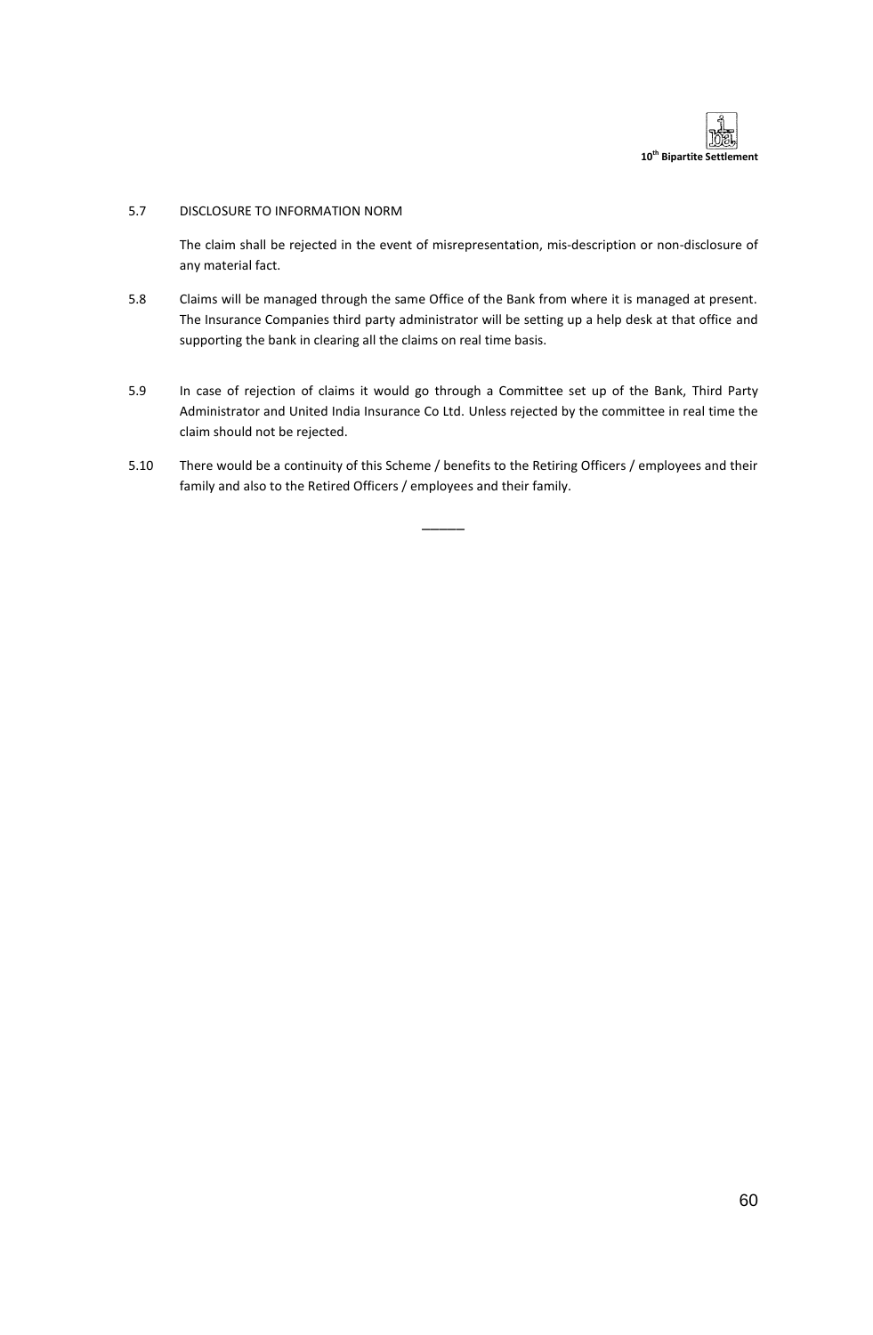5.7 DISCLOSURE TO INFORMATION NORM

The claim shall be rejected in the event of misrepresentation, mis-description or non-disclosure of any material fact.

5.8 Claims will be managed through the same Office of the Bank from where it is managed at present. The Insurance Companies third party administrator will be setting up a help desk at that office and supporting the bank in clearing all the claims on real time basis.

5.9 In case of rejection of claims it would go through a Committee set up of the Bank, Third Party Administrator and United India Insurance Co Ltd. Unless rejected by the committee in real time the claim should not be rejected.

5.10 There would be a continuity of this Scheme / benefits to the Retiring Officers / employees and their family and also to the Retired Officers / employees and their family.

______